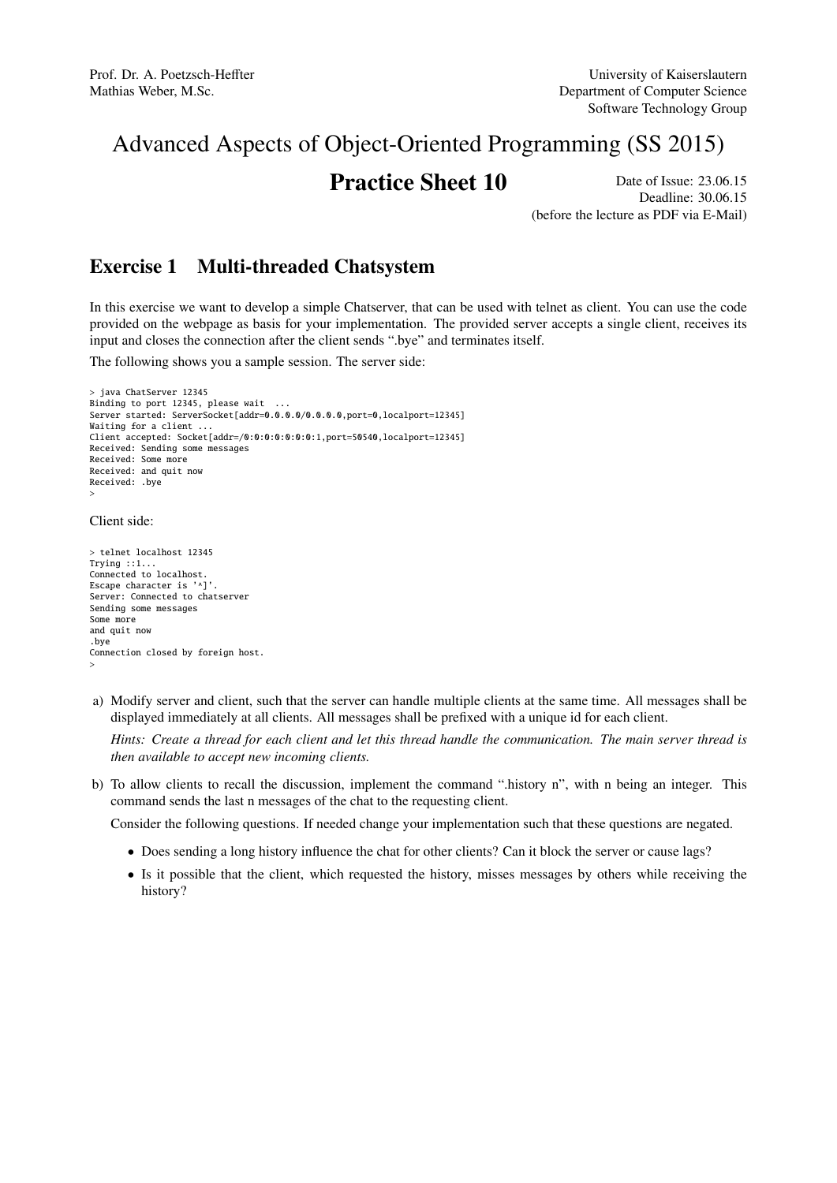Prof. Dr. A. Poetzsch-Heffter
Mathias Weber, M.Sc.

University of Kaiserslautern
Department of Computer Science
Software Technology Group

# Advanced Aspects of Object-Oriented Programming (SS 2015)

## Practice Sheet 10

Date of Issue: 23.06.15
Deadline: 30.06.15
(before the lecture as PDF via E-Mail)

## Exercise 1 Multi-threaded Chatsystem

In this exercise we want to develop a simple Chatserver, that can be used with telnet as client. You can use the code provided on the webpage as basis for your implementation. The provided server accepts a single client, receives its input and closes the connection after the client sends ".bye" and terminates itself.

The following shows you a sample session. The server side:

```
> java ChatServer 12345
Binding to port 12345, please wait ...
Server started: ServerSocket[addr=0.0.0.0/0.0.0.0,port=0,localport=12345]
Waiting for a client ...
Client accepted: Socket[addr=/0:0:0:0:0:0:0:1,port=50540,localport=12345]
Received: Sending some messages
Received: Some more
Received: and quit now
Received: .bye
>
```

Client side:

```
> telnet localhost 12345
Trying ::1...
Connected to localhost.
Escape character is '^]'.
Server: Connected to chatserver
Sending some messages
Some more
and quit now
.bye
Connection closed by foreign host.
>
```

a) Modify server and client, such that the server can handle multiple clients at the same time. All messages shall be displayed immediately at all clients. All messages shall be prefixed with a unique id for each client.

   *Hints: Create a thread for each client and let this thread handle the communication. The main server thread is then available to accept new incoming clients.*

b) To allow clients to recall the discussion, implement the command ".history n", with n being an integer. This command sends the last n messages of the chat to the requesting client.

   Consider the following questions. If needed change your implementation such that these questions are negated.

   - Does sending a long history influence the chat for other clients? Can it block the server or cause lags?
   - Is it possible that the client, which requested the history, misses messages by others while receiving the history?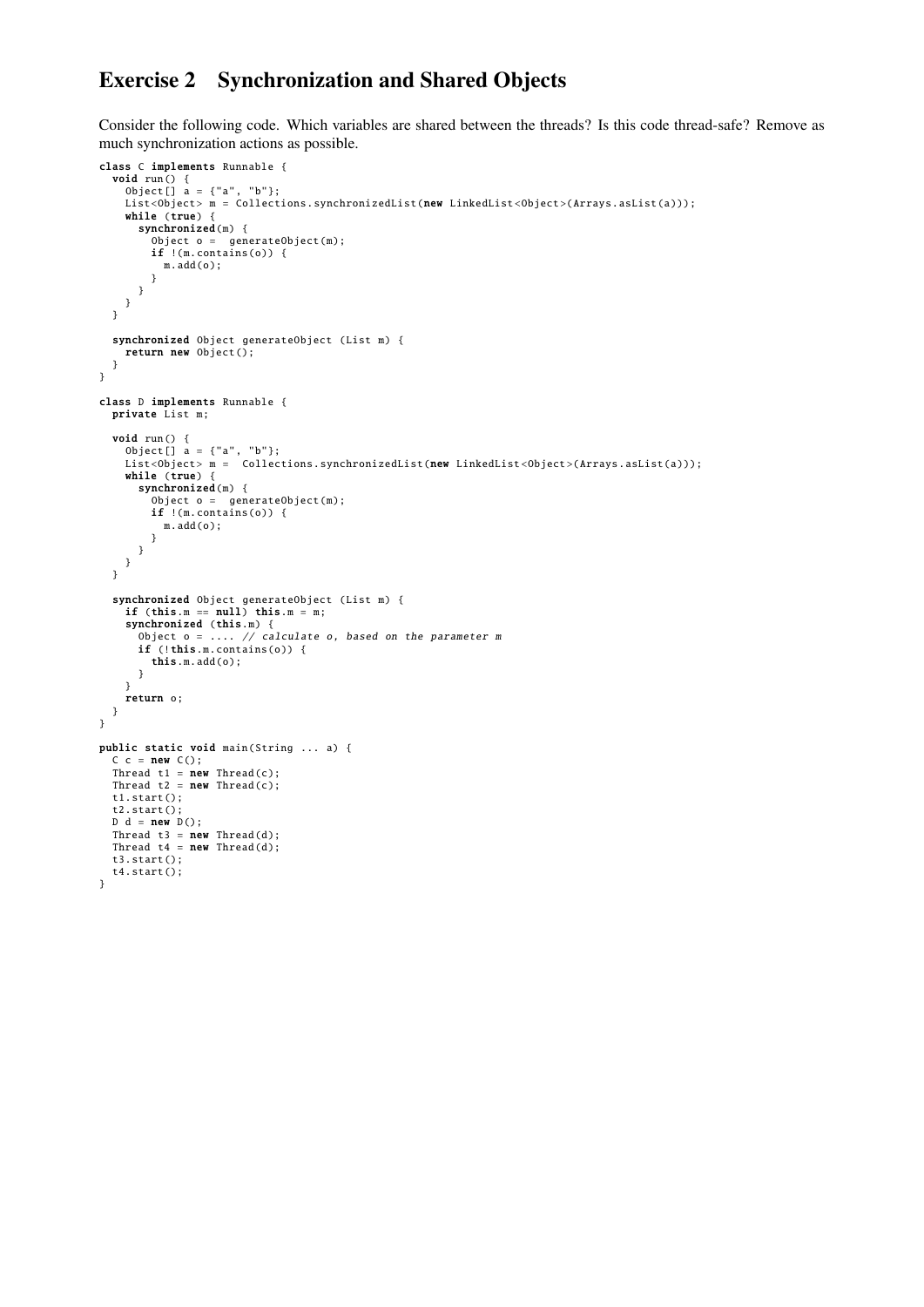## Exercise 2 Synchronization and Shared Objects

Consider the following code. Which variables are shared between the threads? Is this code thread-safe? Remove as much synchronization actions as possible.

```
class C implements Runnable {
  void run() {
    Object[] a = {"a", "b"};
    List<Object> m = Collections.synchronizedList(new LinkedList<Object>(Arrays.asList(a)));
    while (true) {
      synchronized(m) {
        Object o =  generateObject(m);
        if !(m.contains(o)) {
          m.add(o);
        }
      }
    }
  }

  synchronized Object generateObject (List m) {
    return new Object();
  }
}

class D implements Runnable {
  private List m;

  void run() {
    Object[] a = {"a", "b"};
    List<Object> m =  Collections.synchronizedList(new LinkedList<Object>(Arrays.asList(a)));
    while (true) {
      synchronized(m) {
        Object o =  generateObject(m);
        if !(m.contains(o)) {
          m.add(o);
        }
      }
    }
  }

  synchronized Object generateObject (List m) {
    if (this.m == null) this.m = m;
    synchronized (this.m) {
      Object o = .... // calculate o, based on the parameter m
      if (!this.m.contains(o)) {
        this.m.add(o);
      }
    }
    return o;
  }
}

public static void main(String ... a) {
  C c = new C();
  Thread t1 = new Thread(c);
  Thread t2 = new Thread(c);
  t1.start();
  t2.start();
  D d = new D();
  Thread t3 = new Thread(d);
  Thread t4 = new Thread(d);
  t3.start();
  t4.start();
}
```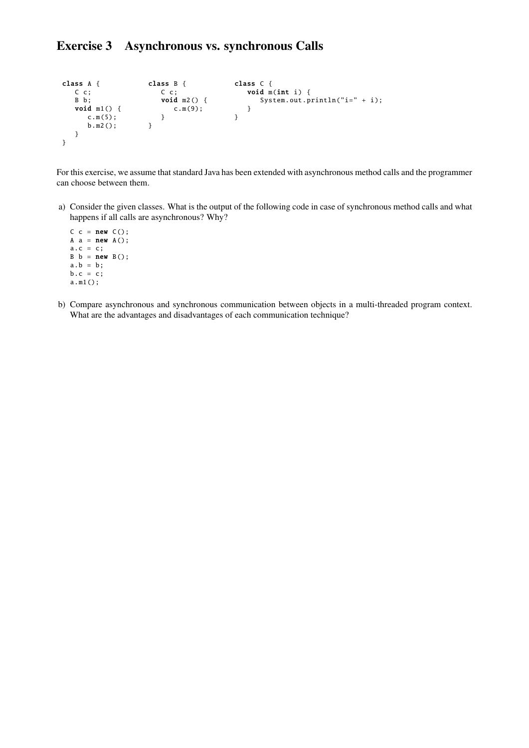## Exercise 3 Asynchronous vs. synchronous Calls

```
class A {
    C c;
    B b;
    void m1() {
        c.m(5);
        b.m2();
    }
}
```

```
class B {
    C c;
    void m2() {
        c.m(9);
    }
}
```

```
class C {
    void m(int i) {
        System.out.println("i=" + i);
    }
}
```

For this exercise, we assume that standard Java has been extended with asynchronous method calls and the programmer can choose between them.

a) Consider the given classes. What is the output of the following code in case of synchronous method calls and what happens if all calls are asynchronous? Why?

```
C c = new C();
A a = new A();
a.c = c;
B b = new B();
a.b = b;
b.c = c;
a.m1();
```

b) Compare asynchronous and synchronous communication between objects in a multi-threaded program context. What are the advantages and disadvantages of each communication technique?